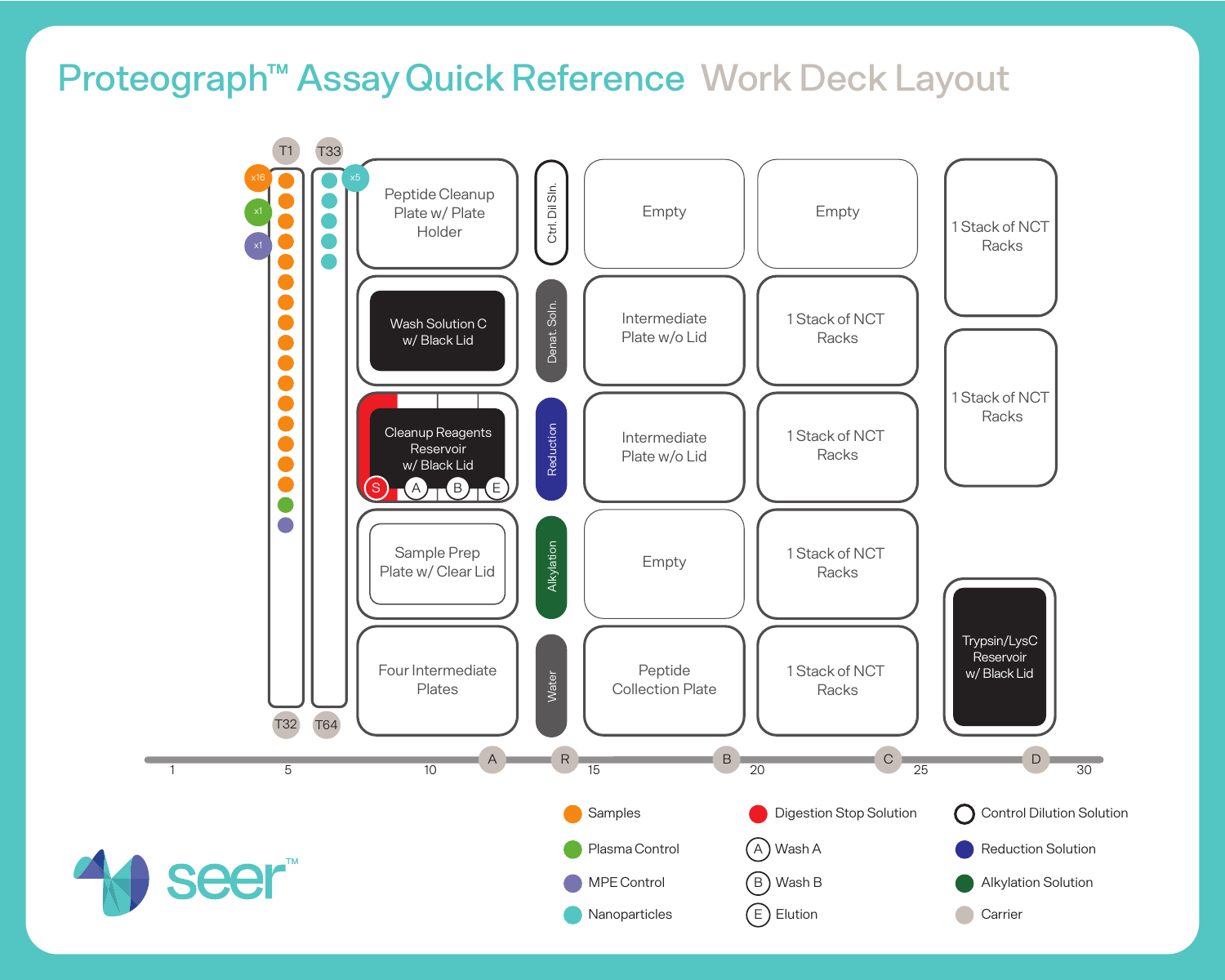# Proteograph™ Assay Quick Reference Work Deck Layout

T1 | T33

x16 | x5
x1
x1

T32 | T64

| | | | |
|---|---|---|---|
| Peptide Cleanup Plate w/ Plate Holder | Ctrl. Dil Sln. | Empty | Empty | 1 Stack of NCT Racks |
| Wash Solution C w/ Black Lid | Denat. Soln. | Intermediate Plate w/o Lid | 1 Stack of NCT Racks | 1 Stack of NCT Racks |
| Cleanup Reagents Reservoir w/ Black Lid (S, A, B, E) | Reduction | Intermediate Plate w/o Lid | 1 Stack of NCT Racks | |
| Sample Prep Plate w/ Clear Lid | Alkylation | Empty | 1 Stack of NCT Racks | |
| Four Intermediate Plates | Water | Peptide Collection Plate | 1 Stack of NCT Racks | Trypsin/LysC Reservoir w/ Black Lid |

1 | 5 | 10 | A | R | 15 | B | 20 | C | 25 | D | 30

- Samples
- Plasma Control
- MPE Control
- Nanoparticles
- Digestion Stop Solution
- (A) Wash A
- (B) Wash B
- (E) Elution
- Control Dilution Solution
- Reduction Solution
- Alkylation Solution
- Carrier

seer™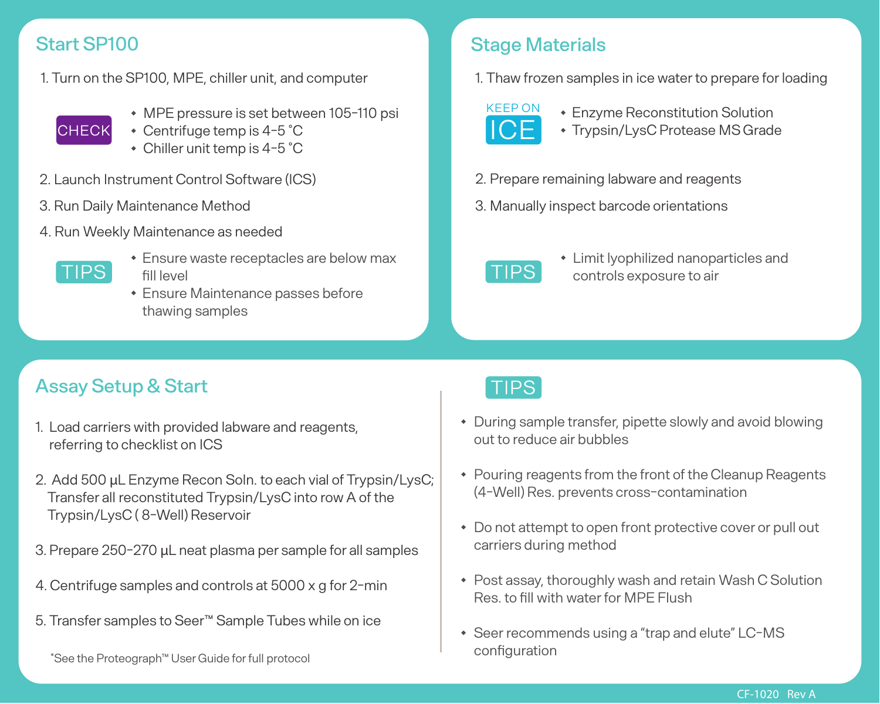## Start SP100

1. Turn on the SP100, MPE, chiller unit, and computer

**CHECK**

- MPE pressure is set between 105–110 psi
- Centrifuge temp is 4–5 °C
- Chiller unit temp is 4–5 °C

2. Launch Instrument Control Software (ICS)
3. Run Daily Maintenance Method
4. Run Weekly Maintenance as needed

**TIPS**

- Ensure waste receptacles are below max fill level
- Ensure Maintenance passes before thawing samples

## Stage Materials

1. Thaw frozen samples in ice water to prepare for loading

**KEEP ON ICE**

- Enzyme Reconstitution Solution
- Trypsin/LysC Protease MS Grade

2. Prepare remaining labware and reagents
3. Manually inspect barcode orientations

**TIPS**

- Limit lyophilized nanoparticles and controls exposure to air

## Assay Setup & Start

1. Load carriers with provided labware and reagents, referring to checklist on ICS
2. Add 500 µL Enzyme Recon Soln. to each vial of Trypsin/LysC; Transfer all reconstituted Trypsin/LysC into row A of the Trypsin/LysC ( 8-Well) Reservoir
3. Prepare 250-270 µL neat plasma per sample for all samples
4. Centrifuge samples and controls at 5000 x g for 2-min
5. Transfer samples to Seer™ Sample Tubes while on ice

*See the Proteograph™ User Guide for full protocol

**TIPS**

- During sample transfer, pipette slowly and avoid blowing out to reduce air bubbles
- Pouring reagents from the front of the Cleanup Reagents (4-Well) Res. prevents cross-contamination
- Do not attempt to open front protective cover or pull out carriers during method
- Post assay, thoroughly wash and retain Wash C Solution Res. to fill with water for MPE Flush
- Seer recommends using a "trap and elute" LC-MS configuration

CF-1020 Rev A